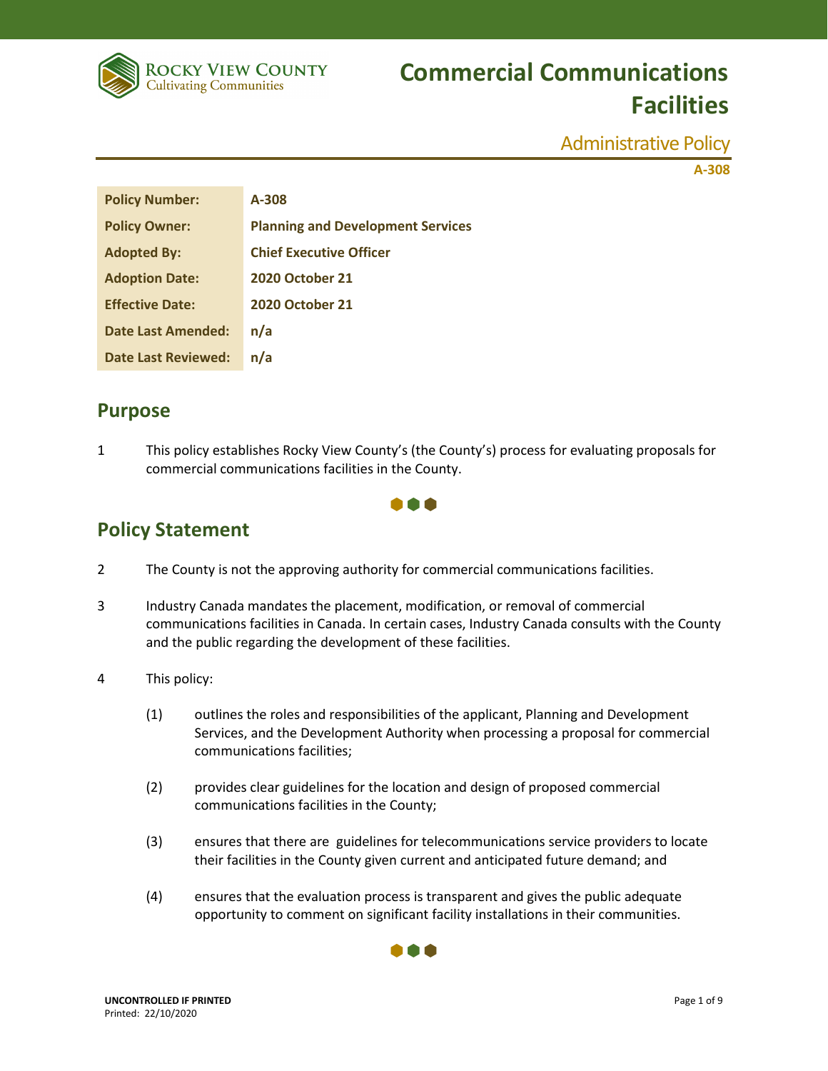Rocky View County
Cultivating Communities

# Commercial Communications Facilities

Administrative Policy

A-308

| Policy Number: | A-308 |
|---|---|
| Policy Owner: | Planning and Development Services |
| Adopted By: | Chief Executive Officer |
| Adoption Date: | 2020 October 21 |
| Effective Date: | 2020 October 21 |
| Date Last Amended: | n/a |
| Date Last Reviewed: | n/a |

## Purpose

1 This policy establishes Rocky View County's (the County's) process for evaluating proposals for commercial communications facilities in the County.

## Policy Statement

2 The County is not the approving authority for commercial communications facilities.

3 Industry Canada mandates the placement, modification, or removal of commercial communications facilities in Canada. In certain cases, Industry Canada consults with the County and the public regarding the development of these facilities.

4 This policy:

(1) outlines the roles and responsibilities of the applicant, Planning and Development Services, and the Development Authority when processing a proposal for commercial communications facilities;

(2) provides clear guidelines for the location and design of proposed commercial communications facilities in the County;

(3) ensures that there are guidelines for telecommunications service providers to locate their facilities in the County given current and anticipated future demand; and

(4) ensures that the evaluation process is transparent and gives the public adequate opportunity to comment on significant facility installations in their communities.

UNCONTROLLED IF PRINTED
Printed: 22/10/2020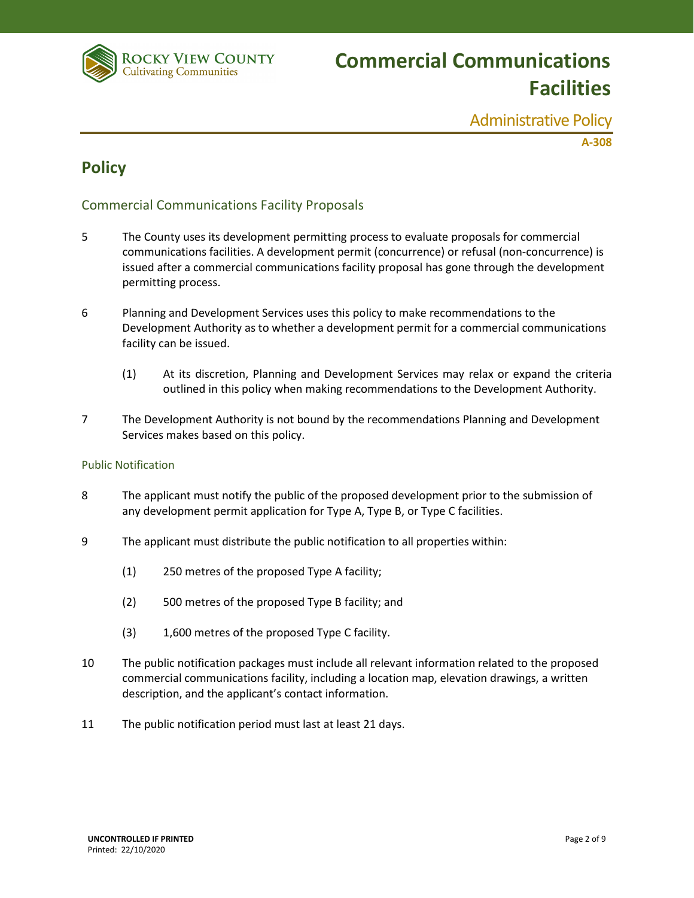## Policy

### Commercial Communications Facility Proposals

5 The County uses its development permitting process to evaluate proposals for commercial communications facilities. A development permit (concurrence) or refusal (non-concurrence) is issued after a commercial communications facility proposal has gone through the development permitting process.

6 Planning and Development Services uses this policy to make recommendations to the Development Authority as to whether a development permit for a commercial communications facility can be issued.

   (1) At its discretion, Planning and Development Services may relax or expand the criteria outlined in this policy when making recommendations to the Development Authority.

7 The Development Authority is not bound by the recommendations Planning and Development Services makes based on this policy.

#### Public Notification

8 The applicant must notify the public of the proposed development prior to the submission of any development permit application for Type A, Type B, or Type C facilities.

9 The applicant must distribute the public notification to all properties within:

   (1) 250 metres of the proposed Type A facility;

   (2) 500 metres of the proposed Type B facility; and

   (3) 1,600 metres of the proposed Type C facility.

10 The public notification packages must include all relevant information related to the proposed commercial communications facility, including a location map, elevation drawings, a written description, and the applicant's contact information.

11 The public notification period must last at least 21 days.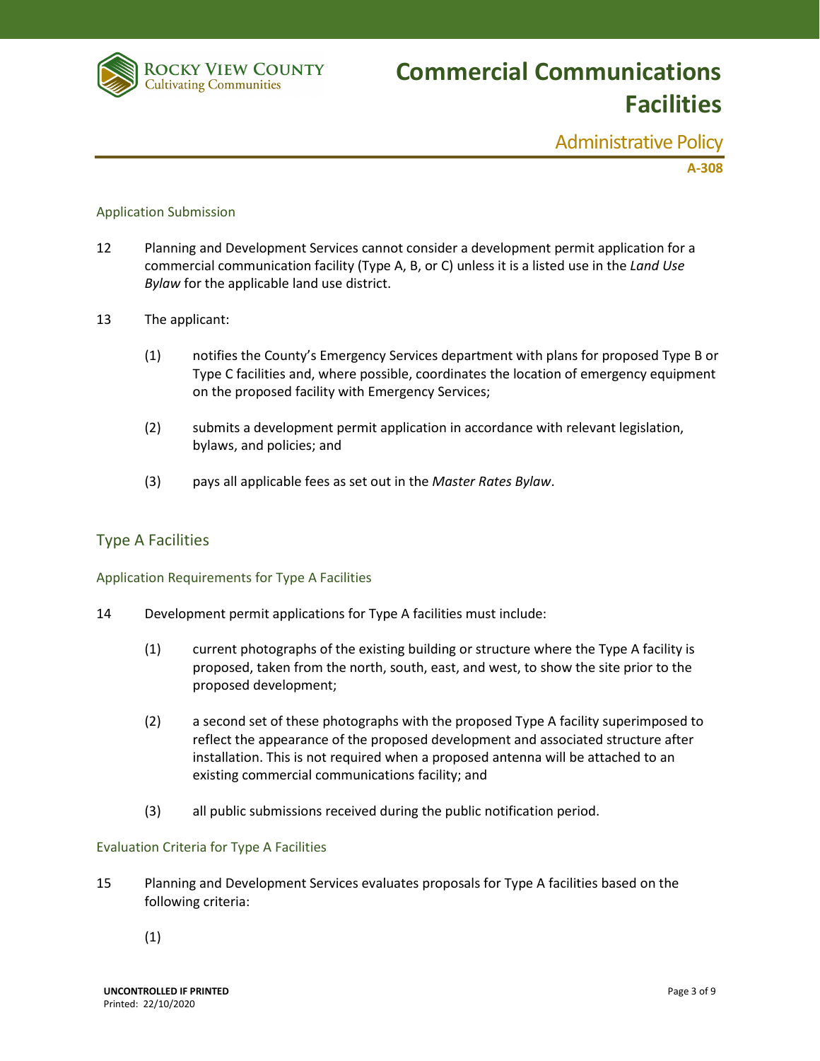### Application Submission

12 Planning and Development Services cannot consider a development permit application for a commercial communication facility (Type A, B, or C) unless it is a listed use in the *Land Use Bylaw* for the applicable land use district.

13 The applicant:

(1) notifies the County's Emergency Services department with plans for proposed Type B or Type C facilities and, where possible, coordinates the location of emergency equipment on the proposed facility with Emergency Services;

(2) submits a development permit application in accordance with relevant legislation, bylaws, and policies; and

(3) pays all applicable fees as set out in the *Master Rates Bylaw*.

## Type A Facilities

### Application Requirements for Type A Facilities

14 Development permit applications for Type A facilities must include:

(1) current photographs of the existing building or structure where the Type A facility is proposed, taken from the north, south, east, and west, to show the site prior to the proposed development;

(2) a second set of these photographs with the proposed Type A facility superimposed to reflect the appearance of the proposed development and associated structure after installation. This is not required when a proposed antenna will be attached to an existing commercial communications facility; and

(3) all public submissions received during the public notification period.

### Evaluation Criteria for Type A Facilities

15 Planning and Development Services evaluates proposals for Type A facilities based on the following criteria:

(1)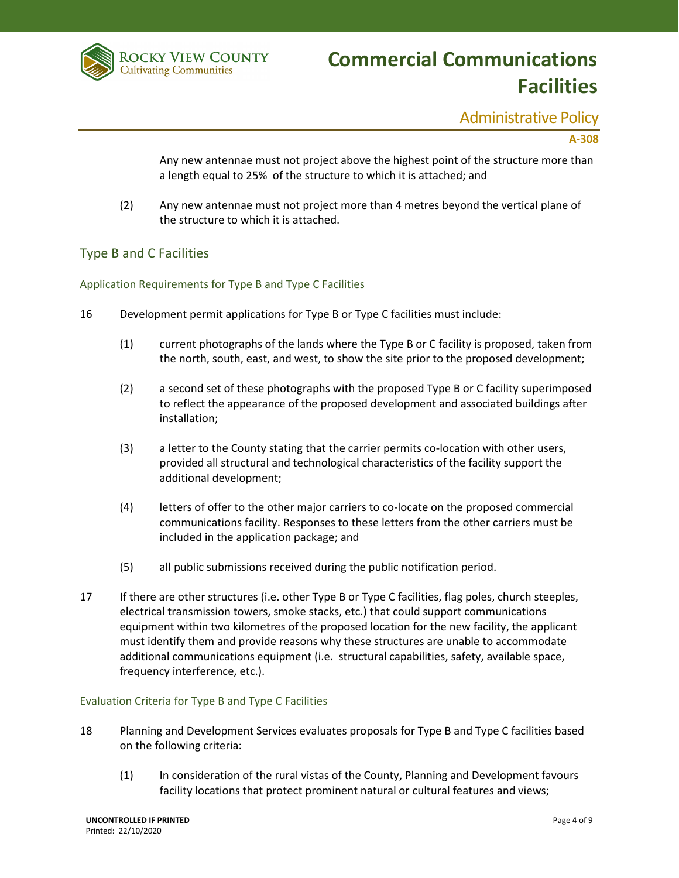Any new antennae must not project above the highest point of the structure more than a length equal to 25% of the structure to which it is attached; and

(2) Any new antennae must not project more than 4 metres beyond the vertical plane of the structure to which it is attached.

## Type B and C Facilities

### Application Requirements for Type B and Type C Facilities

16 Development permit applications for Type B or Type C facilities must include:

(1) current photographs of the lands where the Type B or C facility is proposed, taken from the north, south, east, and west, to show the site prior to the proposed development;

(2) a second set of these photographs with the proposed Type B or C facility superimposed to reflect the appearance of the proposed development and associated buildings after installation;

(3) a letter to the County stating that the carrier permits co-location with other users, provided all structural and technological characteristics of the facility support the additional development;

(4) letters of offer to the other major carriers to co-locate on the proposed commercial communications facility. Responses to these letters from the other carriers must be included in the application package; and

(5) all public submissions received during the public notification period.

17 If there are other structures (i.e. other Type B or Type C facilities, flag poles, church steeples, electrical transmission towers, smoke stacks, etc.) that could support communications equipment within two kilometres of the proposed location for the new facility, the applicant must identify them and provide reasons why these structures are unable to accommodate additional communications equipment (i.e. structural capabilities, safety, available space, frequency interference, etc.).

### Evaluation Criteria for Type B and Type C Facilities

18 Planning and Development Services evaluates proposals for Type B and Type C facilities based on the following criteria:

(1) In consideration of the rural vistas of the County, Planning and Development favours facility locations that protect prominent natural or cultural features and views;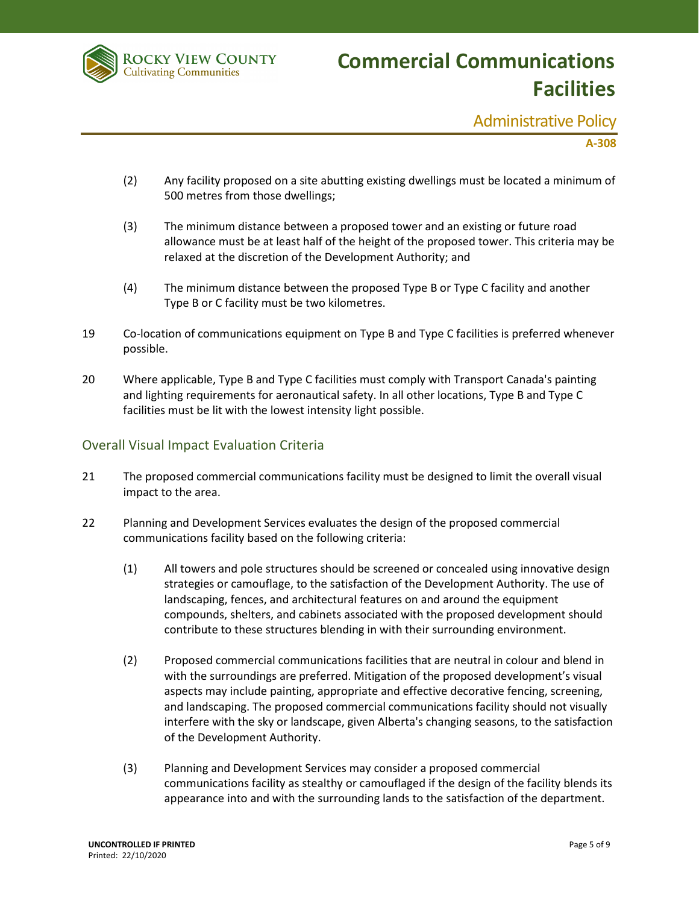(2) Any facility proposed on a site abutting existing dwellings must be located a minimum of 500 metres from those dwellings;

(3) The minimum distance between a proposed tower and an existing or future road allowance must be at least half of the height of the proposed tower. This criteria may be relaxed at the discretion of the Development Authority; and

(4) The minimum distance between the proposed Type B or Type C facility and another Type B or C facility must be two kilometres.

19 Co-location of communications equipment on Type B and Type C facilities is preferred whenever possible.

20 Where applicable, Type B and Type C facilities must comply with Transport Canada's painting and lighting requirements for aeronautical safety. In all other locations, Type B and Type C facilities must be lit with the lowest intensity light possible.

## Overall Visual Impact Evaluation Criteria

21 The proposed commercial communications facility must be designed to limit the overall visual impact to the area.

22 Planning and Development Services evaluates the design of the proposed commercial communications facility based on the following criteria:

(1) All towers and pole structures should be screened or concealed using innovative design strategies or camouflage, to the satisfaction of the Development Authority. The use of landscaping, fences, and architectural features on and around the equipment compounds, shelters, and cabinets associated with the proposed development should contribute to these structures blending in with their surrounding environment.

(2) Proposed commercial communications facilities that are neutral in colour and blend in with the surroundings are preferred. Mitigation of the proposed development's visual aspects may include painting, appropriate and effective decorative fencing, screening, and landscaping. The proposed commercial communications facility should not visually interfere with the sky or landscape, given Alberta's changing seasons, to the satisfaction of the Development Authority.

(3) Planning and Development Services may consider a proposed commercial communications facility as stealthy or camouflaged if the design of the facility blends its appearance into and with the surrounding lands to the satisfaction of the department.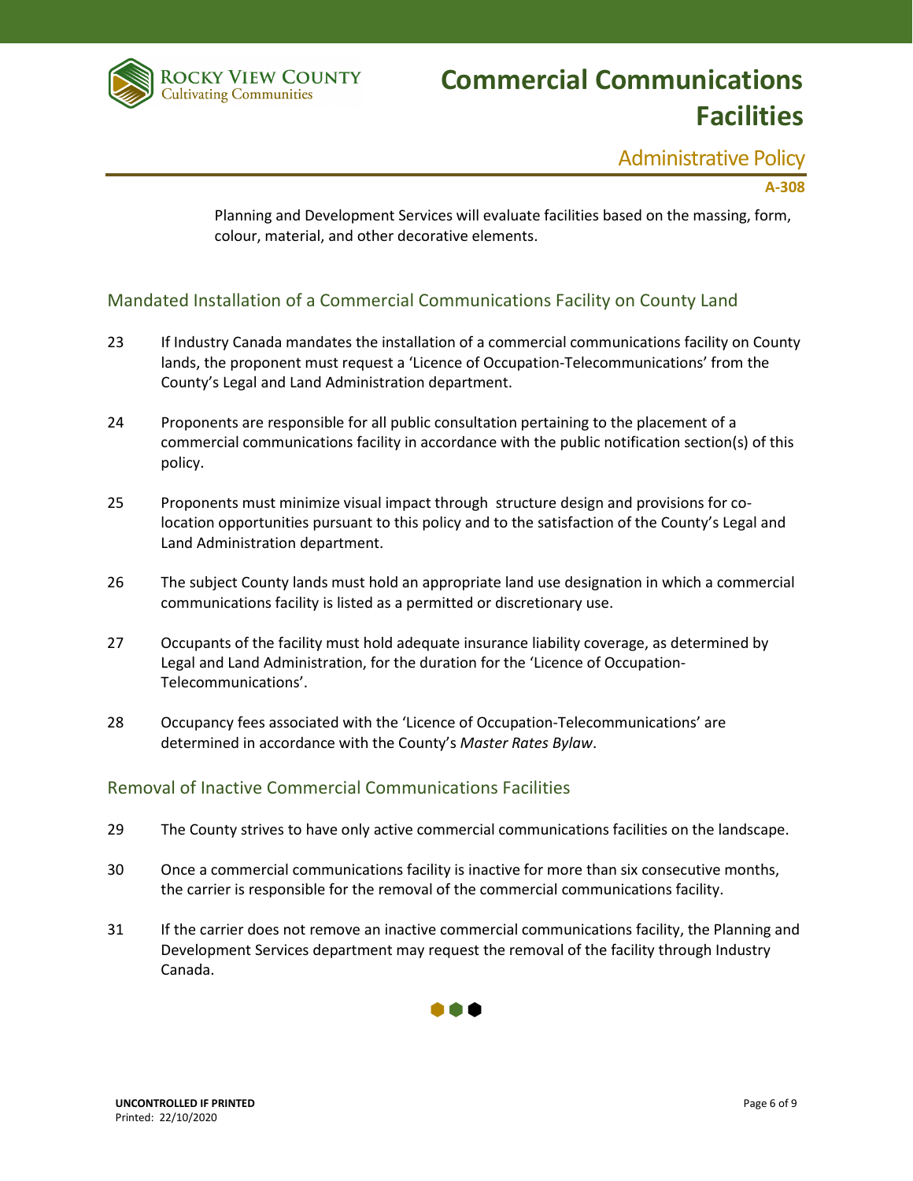Planning and Development Services will evaluate facilities based on the massing, form, colour, material, and other decorative elements.

## Mandated Installation of a Commercial Communications Facility on County Land

23 If Industry Canada mandates the installation of a commercial communications facility on County lands, the proponent must request a 'Licence of Occupation-Telecommunications' from the County's Legal and Land Administration department.

24 Proponents are responsible for all public consultation pertaining to the placement of a commercial communications facility in accordance with the public notification section(s) of this policy.

25 Proponents must minimize visual impact through structure design and provisions for co-location opportunities pursuant to this policy and to the satisfaction of the County's Legal and Land Administration department.

26 The subject County lands must hold an appropriate land use designation in which a commercial communications facility is listed as a permitted or discretionary use.

27 Occupants of the facility must hold adequate insurance liability coverage, as determined by Legal and Land Administration, for the duration for the 'Licence of Occupation-Telecommunications'.

28 Occupancy fees associated with the 'Licence of Occupation-Telecommunications' are determined in accordance with the County's *Master Rates Bylaw*.

## Removal of Inactive Commercial Communications Facilities

29 The County strives to have only active commercial communications facilities on the landscape.

30 Once a commercial communications facility is inactive for more than six consecutive months, the carrier is responsible for the removal of the commercial communications facility.

31 If the carrier does not remove an inactive commercial communications facility, the Planning and Development Services department may request the removal of the facility through Industry Canada.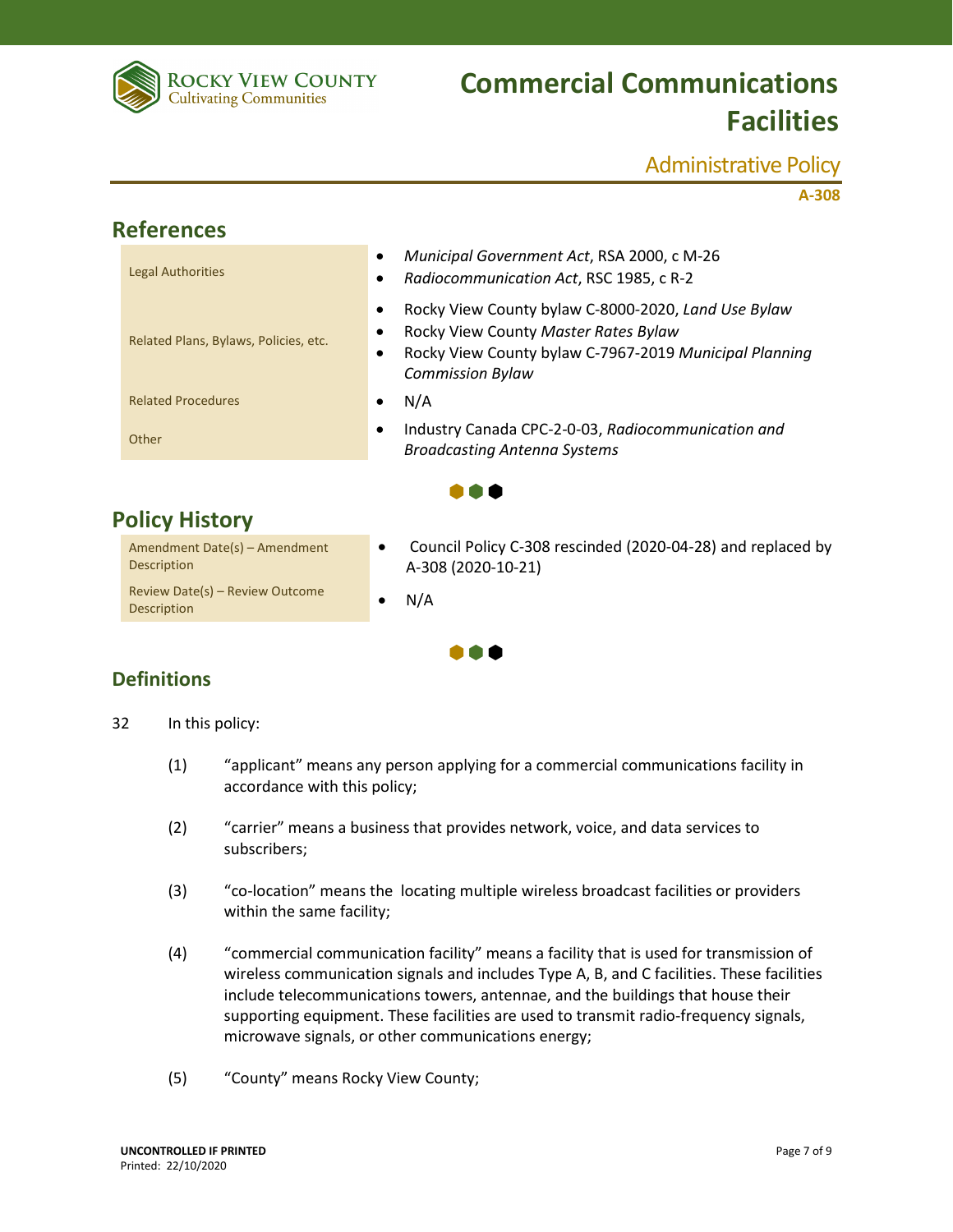# Commercial Communications Facilities

Administrative Policy

**A-308**

## References

| | |
|---|---|
| Legal Authorities | • *Municipal Government Act*, RSA 2000, c M-26<br>• *Radiocommunication Act*, RSC 1985, c R-2 |
| Related Plans, Bylaws, Policies, etc. | • Rocky View County bylaw C-8000-2020, *Land Use Bylaw*<br>• Rocky View County *Master Rates Bylaw*<br>• Rocky View County bylaw C-7967-2019 *Municipal Planning Commission Bylaw* |
| Related Procedures | • N/A |
| Other | • Industry Canada CPC-2-0-03, *Radiocommunication and Broadcasting Antenna Systems* |

## Policy History

| | |
|---|---|
| Amendment Date(s) – Amendment Description | • Council Policy C-308 rescinded (2020-04-28) and replaced by A-308 (2020-10-21) |
| Review Date(s) – Review Outcome Description | • N/A |

## Definitions

32 In this policy:

(1) "applicant" means any person applying for a commercial communications facility in accordance with this policy;

(2) "carrier" means a business that provides network, voice, and data services to subscribers;

(3) "co-location" means the locating multiple wireless broadcast facilities or providers within the same facility;

(4) "commercial communication facility" means a facility that is used for transmission of wireless communication signals and includes Type A, B, and C facilities. These facilities include telecommunications towers, antennae, and the buildings that house their supporting equipment. These facilities are used to transmit radio-frequency signals, microwave signals, or other communications energy;

(5) "County" means Rocky View County;

UNCONTROLLED IF PRINTED
Printed: 22/10/2020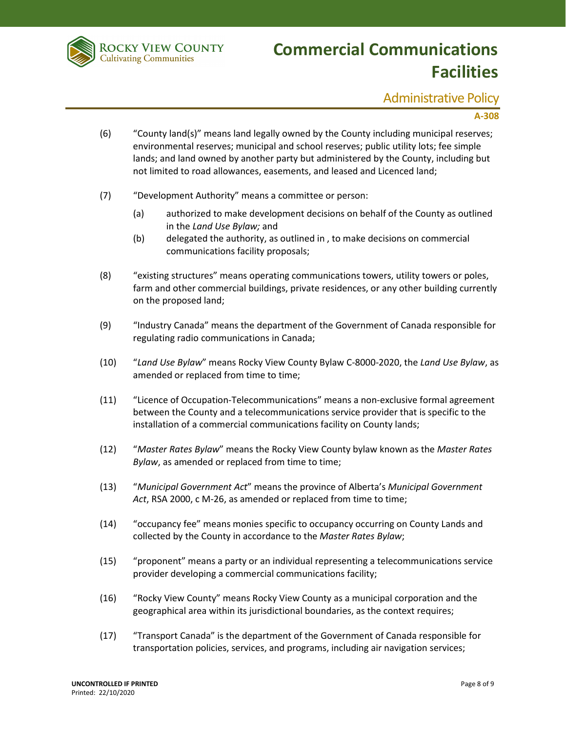(6) "County land(s)" means land legally owned by the County including municipal reserves; environmental reserves; municipal and school reserves; public utility lots; fee simple lands; and land owned by another party but administered by the County, including but not limited to road allowances, easements, and leased and Licenced land;

(7) "Development Authority" means a committee or person:

   (a) authorized to make development decisions on behalf of the County as outlined in the *Land Use Bylaw;* and

   (b) delegated the authority, as outlined in , to make decisions on commercial communications facility proposals;

(8) "existing structures" means operating communications towers, utility towers or poles, farm and other commercial buildings, private residences, or any other building currently on the proposed land;

(9) "Industry Canada" means the department of the Government of Canada responsible for regulating radio communications in Canada;

(10) "*Land Use Bylaw*" means Rocky View County Bylaw C-8000-2020, the *Land Use Bylaw*, as amended or replaced from time to time;

(11) "Licence of Occupation-Telecommunications" means a non-exclusive formal agreement between the County and a telecommunications service provider that is specific to the installation of a commercial communications facility on County lands;

(12) "*Master Rates Bylaw*" means the Rocky View County bylaw known as the *Master Rates Bylaw*, as amended or replaced from time to time;

(13) "*Municipal Government Act*" means the province of Alberta's *Municipal Government Act*, RSA 2000, c M-26, as amended or replaced from time to time;

(14) "occupancy fee" means monies specific to occupancy occurring on County Lands and collected by the County in accordance to the *Master Rates Bylaw*;

(15) "proponent" means a party or an individual representing a telecommunications service provider developing a commercial communications facility;

(16) "Rocky View County" means Rocky View County as a municipal corporation and the geographical area within its jurisdictional boundaries, as the context requires;

(17) "Transport Canada" is the department of the Government of Canada responsible for transportation policies, services, and programs, including air navigation services;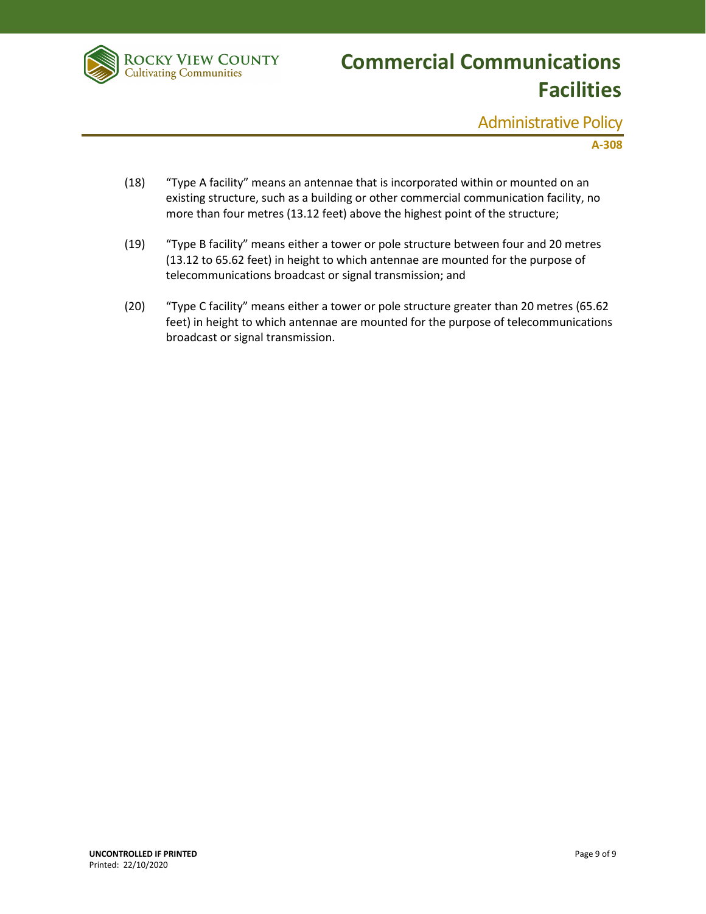(18) “Type A facility” means an antennae that is incorporated within or mounted on an existing structure, such as a building or other commercial communication facility, no more than four metres (13.12 feet) above the highest point of the structure;

(19) “Type B facility” means either a tower or pole structure between four and 20 metres (13.12 to 65.62 feet) in height to which antennae are mounted for the purpose of telecommunications broadcast or signal transmission; and

(20) “Type C facility” means either a tower or pole structure greater than 20 metres (65.62 feet) in height to which antennae are mounted for the purpose of telecommunications broadcast or signal transmission.